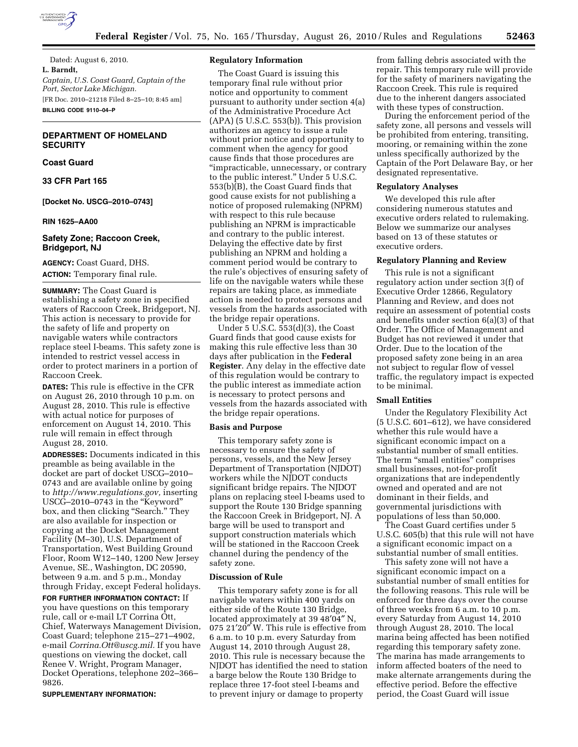Dated: August 6, 2010.

**L. Barndt,**

*Captain, U.S. Coast Guard, Captain of the Port, Sector Lake Michigan.*

[FR Doc. 2010–21218 Filed 8–25–10; 8:45 am]

**BILLING CODE 9110–04–P**

---

## DEPARTMENT OF HOMELAND SECURITY

### Coast Guard

### 33 CFR Part 165

**[Docket No. USCG–2010–0743]**

**RIN 1625–AA00**

## Safety Zone; Raccoon Creek, Bridgeport, NJ

**AGENCY:** Coast Guard, DHS.

**ACTION:** Temporary final rule.

**SUMMARY:** The Coast Guard is establishing a safety zone in specified waters of Raccoon Creek, Bridgeport, NJ. This action is necessary to provide for the safety of life and property on navigable waters while contractors replace steel I-beams. This safety zone is intended to restrict vessel access in order to protect mariners in a portion of Raccoon Creek.

**DATES:** This rule is effective in the CFR on August 26, 2010 through 10 p.m. on August 28, 2010. This rule is effective with actual notice for purposes of enforcement on August 14, 2010. This rule will remain in effect through August 28, 2010.

**ADDRESSES:** Documents indicated in this preamble as being available in the docket are part of docket USCG–2010–0743 and are available online by going to *http://www.regulations.gov,* inserting USCG–2010–0743 in the "Keyword" box, and then clicking "Search." They are also available for inspection or copying at the Docket Management Facility (M–30), U.S. Department of Transportation, West Building Ground Floor, Room W12–140, 1200 New Jersey Avenue, SE., Washington, DC 20590, between 9 a.m. and 5 p.m., Monday through Friday, except Federal holidays.

**FOR FURTHER INFORMATION CONTACT:** If you have questions on this temporary rule, call or e-mail LT Corrina Ott, Chief, Waterways Management Division, Coast Guard; telephone 215–271–4902, e-mail *Corrina.Ott@uscg.mil.* If you have questions on viewing the docket, call Renee V. Wright, Program Manager, Docket Operations, telephone 202–366–9826.

**SUPPLEMENTARY INFORMATION:**

### Regulatory Information

The Coast Guard is issuing this temporary final rule without prior notice and opportunity to comment pursuant to authority under section 4(a) of the Administrative Procedure Act (APA) (5 U.S.C. 553(b)). This provision authorizes an agency to issue a rule without prior notice and opportunity to comment when the agency for good cause finds that those procedures are "impracticable, unnecessary, or contrary to the public interest." Under 5 U.S.C. 553(b)(B), the Coast Guard finds that good cause exists for not publishing a notice of proposed rulemaking (NPRM) with respect to this rule because publishing an NPRM is impracticable and contrary to the public interest. Delaying the effective date by first publishing an NPRM and holding a comment period would be contrary to the rule's objectives of ensuring safety of life on the navigable waters while these repairs are taking place, as immediate action is needed to protect persons and vessels from the hazards associated with the bridge repair operations.

Under 5 U.S.C. 553(d)(3), the Coast Guard finds that good cause exists for making this rule effective less than 30 days after publication in the **Federal Register**. Any delay in the effective date of this regulation would be contrary to the public interest as immediate action is necessary to protect persons and vessels from the hazards associated with the bridge repair operations.

### Basis and Purpose

This temporary safety zone is necessary to ensure the safety of persons, vessels, and the New Jersey Department of Transportation (NJDOT) workers while the NJDOT conducts significant bridge repairs. The NJDOT plans on replacing steel I-beams used to support the Route 130 Bridge spanning the Raccoon Creek in Bridgeport, NJ. A barge will be used to transport and support construction materials which will be stationed in the Raccoon Creek channel during the pendency of the safety zone.

### Discussion of Rule

This temporary safety zone is for all navigable waters within 400 yards on either side of the Route 130 Bridge, located approximately at 39 48′04″ N, 075 21′20″ W. This rule is effective from 6 a.m. to 10 p.m. every Saturday from August 14, 2010 through August 28, 2010. This rule is necessary because the NJDOT has identified the need to station a barge below the Route 130 Bridge to replace three 17-foot steel I-beams and to prevent injury or damage to property from falling debris associated with the repair. This temporary rule will provide for the safety of mariners navigating the Raccoon Creek. This rule is required due to the inherent dangers associated with these types of construction.

During the enforcement period of the safety zone, all persons and vessels will be prohibited from entering, transiting, mooring, or remaining within the zone unless specifically authorized by the Captain of the Port Delaware Bay, or her designated representative.

### Regulatory Analyses

We developed this rule after considering numerous statutes and executive orders related to rulemaking. Below we summarize our analyses based on 13 of these statutes or executive orders.

### Regulatory Planning and Review

This rule is not a significant regulatory action under section 3(f) of Executive Order 12866, Regulatory Planning and Review, and does not require an assessment of potential costs and benefits under section 6(a)(3) of that Order. The Office of Management and Budget has not reviewed it under that Order. Due to the location of the proposed safety zone being in an area not subject to regular flow of vessel traffic, the regulatory impact is expected to be minimal.

### Small Entities

Under the Regulatory Flexibility Act (5 U.S.C. 601–612), we have considered whether this rule would have a significant economic impact on a substantial number of small entities. The term "small entities" comprises small businesses, not-for-profit organizations that are independently owned and operated and are not dominant in their fields, and governmental jurisdictions with populations of less than 50,000.

The Coast Guard certifies under 5 U.S.C. 605(b) that this rule will not have a significant economic impact on a substantial number of small entities.

This safety zone will not have a significant economic impact on a substantial number of small entities for the following reasons. This rule will be enforced for three days over the course of three weeks from 6 a.m. to 10 p.m. every Saturday from August 14, 2010 through August 28, 2010. The local marina being affected has been notified regarding this temporary safety zone. The marina has made arrangements to inform affected boaters of the need to make alternate arrangements during the effective period. Before the effective period, the Coast Guard will issue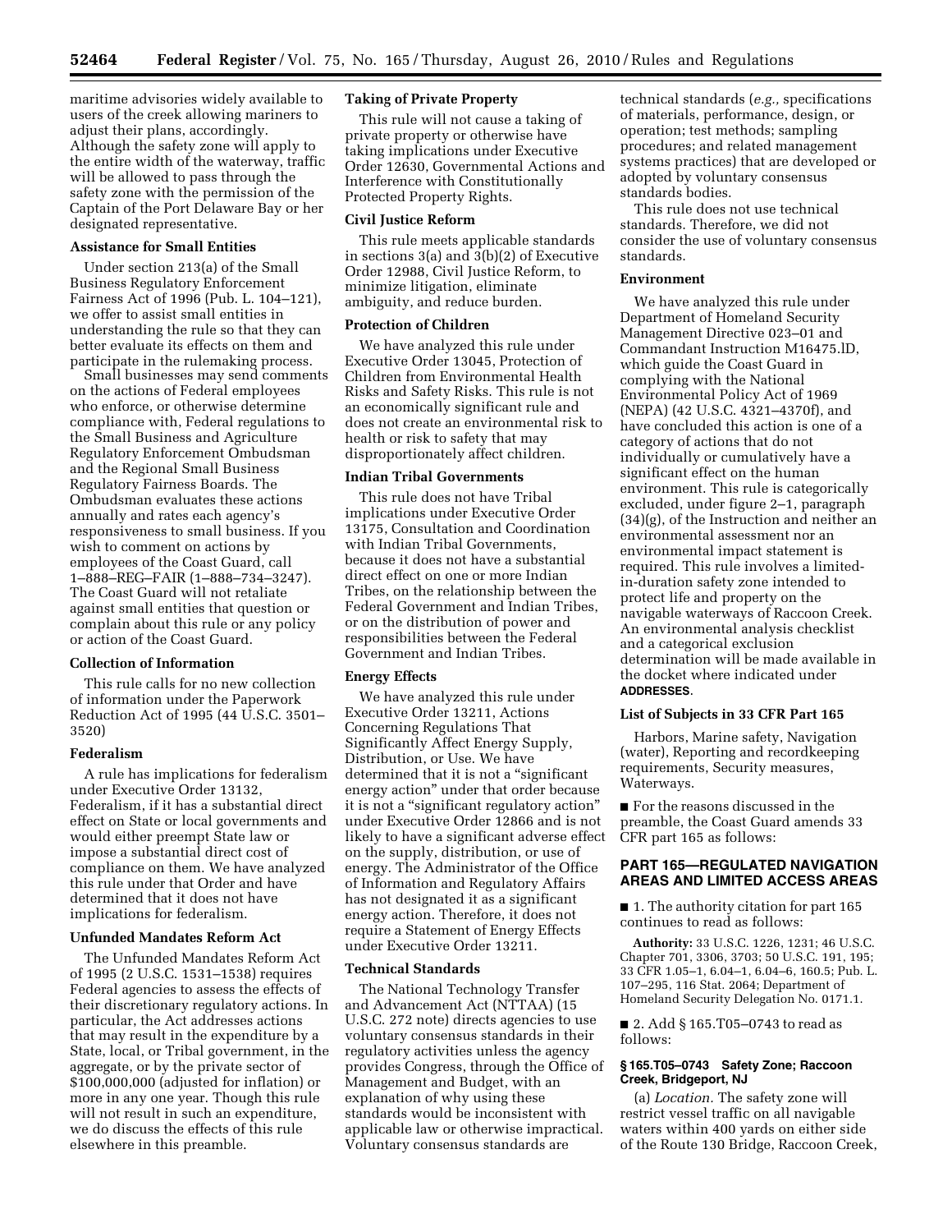maritime advisories widely available to users of the creek allowing mariners to adjust their plans, accordingly. Although the safety zone will apply to the entire width of the waterway, traffic will be allowed to pass through the safety zone with the permission of the Captain of the Port Delaware Bay or her designated representative.

**Assistance for Small Entities**

Under section 213(a) of the Small Business Regulatory Enforcement Fairness Act of 1996 (Pub. L. 104–121), we offer to assist small entities in understanding the rule so that they can better evaluate its effects on them and participate in the rulemaking process.

Small businesses may send comments on the actions of Federal employees who enforce, or otherwise determine compliance with, Federal regulations to the Small Business and Agriculture Regulatory Enforcement Ombudsman and the Regional Small Business Regulatory Fairness Boards. The Ombudsman evaluates these actions annually and rates each agency's responsiveness to small business. If you wish to comment on actions by employees of the Coast Guard, call 1–888–REG–FAIR (1–888–734–3247). The Coast Guard will not retaliate against small entities that question or complain about this rule or any policy or action of the Coast Guard.

**Collection of Information**

This rule calls for no new collection of information under the Paperwork Reduction Act of 1995 (44 U.S.C. 3501–3520)

**Federalism**

A rule has implications for federalism under Executive Order 13132, Federalism, if it has a substantial direct effect on State or local governments and would either preempt State law or impose a substantial direct cost of compliance on them. We have analyzed this rule under that Order and have determined that it does not have implications for federalism.

**Unfunded Mandates Reform Act**

The Unfunded Mandates Reform Act of 1995 (2 U.S.C. 1531–1538) requires Federal agencies to assess the effects of their discretionary regulatory actions. In particular, the Act addresses actions that may result in the expenditure by a State, local, or Tribal government, in the aggregate, or by the private sector of $100,000,000 (adjusted for inflation) or more in any one year. Though this rule will not result in such an expenditure, we do discuss the effects of this rule elsewhere in this preamble.

**Taking of Private Property**

This rule will not cause a taking of private property or otherwise have taking implications under Executive Order 12630, Governmental Actions and Interference with Constitutionally Protected Property Rights.

**Civil Justice Reform**

This rule meets applicable standards in sections 3(a) and 3(b)(2) of Executive Order 12988, Civil Justice Reform, to minimize litigation, eliminate ambiguity, and reduce burden.

**Protection of Children**

We have analyzed this rule under Executive Order 13045, Protection of Children from Environmental Health Risks and Safety Risks. This rule is not an economically significant rule and does not create an environmental risk to health or risk to safety that may disproportionately affect children.

**Indian Tribal Governments**

This rule does not have Tribal implications under Executive Order 13175, Consultation and Coordination with Indian Tribal Governments, because it does not have a substantial direct effect on one or more Indian Tribes, on the relationship between the Federal Government and Indian Tribes, or on the distribution of power and responsibilities between the Federal Government and Indian Tribes.

**Energy Effects**

We have analyzed this rule under Executive Order 13211, Actions Concerning Regulations That Significantly Affect Energy Supply, Distribution, or Use. We have determined that it is not a "significant energy action" under that order because it is not a "significant regulatory action" under Executive Order 12866 and is not likely to have a significant adverse effect on the supply, distribution, or use of energy. The Administrator of the Office of Information and Regulatory Affairs has not designated it as a significant energy action. Therefore, it does not require a Statement of Energy Effects under Executive Order 13211.

**Technical Standards**

The National Technology Transfer and Advancement Act (NTTAA) (15 U.S.C. 272 note) directs agencies to use voluntary consensus standards in their regulatory activities unless the agency provides Congress, through the Office of Management and Budget, with an explanation of why using these standards would be inconsistent with applicable law or otherwise impractical. Voluntary consensus standards are technical standards (*e.g.,* specifications of materials, performance, design, or operation; test methods; sampling procedures; and related management systems practices) that are developed or adopted by voluntary consensus standards bodies.

This rule does not use technical standards. Therefore, we did not consider the use of voluntary consensus standards.

**Environment**

We have analyzed this rule under Department of Homeland Security Management Directive 023–01 and Commandant Instruction M16475.lD, which guide the Coast Guard in complying with the National Environmental Policy Act of 1969 (NEPA) (42 U.S.C. 4321–4370f), and have concluded this action is one of a category of actions that do not individually or cumulatively have a significant effect on the human environment. This rule is categorically excluded, under figure 2–1, paragraph (34)(g), of the Instruction and neither an environmental assessment nor an environmental impact statement is required. This rule involves a limited-in-duration safety zone intended to protect life and property on the navigable waterways of Raccoon Creek. An environmental analysis checklist and a categorical exclusion determination will be made available in the docket where indicated under **ADDRESSES**.

**List of Subjects in 33 CFR Part 165**

Harbors, Marine safety, Navigation (water), Reporting and recordkeeping requirements, Security measures, Waterways.

■ For the reasons discussed in the preamble, the Coast Guard amends 33 CFR part 165 as follows:

## PART 165—REGULATED NAVIGATION AREAS AND LIMITED ACCESS AREAS

■ 1. The authority citation for part 165 continues to read as follows:

**Authority:** 33 U.S.C. 1226, 1231; 46 U.S.C. Chapter 701, 3306, 3703; 50 U.S.C. 191, 195; 33 CFR 1.05–1, 6.04–1, 6.04–6, 160.5; Pub. L. 107–295, 116 Stat. 2064; Department of Homeland Security Delegation No. 0171.1.

■ 2. Add § 165.T05–0743 to read as follows:

**§ 165.T05–0743 Safety Zone; Raccoon Creek, Bridgeport, NJ**

(a) *Location.* The safety zone will restrict vessel traffic on all navigable waters within 400 yards on either side of the Route 130 Bridge, Raccoon Creek,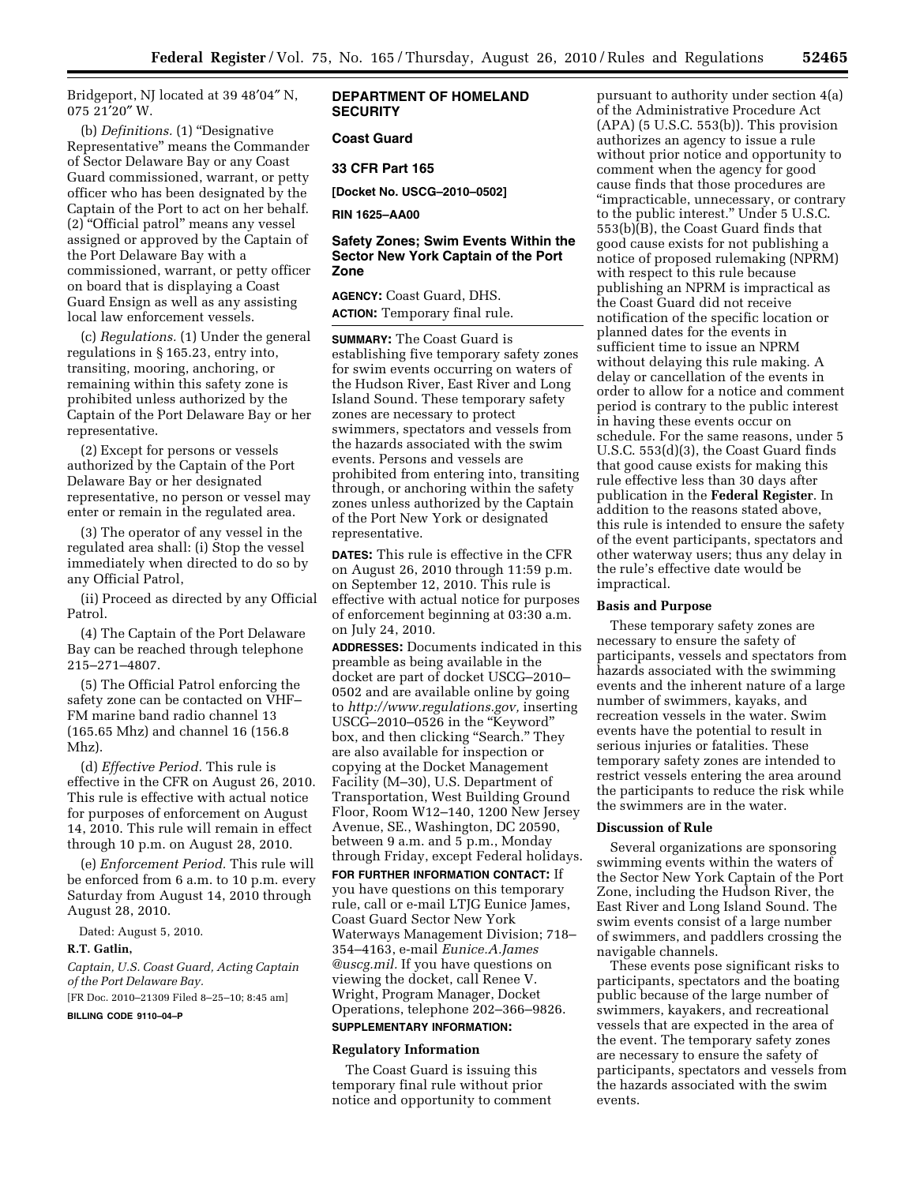Bridgeport, NJ located at 39 48′04″ N, 075 21′20″ W.

(b) *Definitions.* (1) "Designative Representative" means the Commander of Sector Delaware Bay or any Coast Guard commissioned, warrant, or petty officer who has been designated by the Captain of the Port to act on her behalf. (2) "Official patrol" means any vessel assigned or approved by the Captain of the Port Delaware Bay with a commissioned, warrant, or petty officer on board that is displaying a Coast Guard Ensign as well as any assisting local law enforcement vessels.

(c) *Regulations.* (1) Under the general regulations in § 165.23, entry into, transiting, mooring, anchoring, or remaining within this safety zone is prohibited unless authorized by the Captain of the Port Delaware Bay or her representative.

(2) Except for persons or vessels authorized by the Captain of the Port Delaware Bay or her designated representative, no person or vessel may enter or remain in the regulated area.

(3) The operator of any vessel in the regulated area shall: (i) Stop the vessel immediately when directed to do so by any Official Patrol,

(ii) Proceed as directed by any Official Patrol.

(4) The Captain of the Port Delaware Bay can be reached through telephone 215–271–4807.

(5) The Official Patrol enforcing the safety zone can be contacted on VHF–FM marine band radio channel 13 (165.65 Mhz) and channel 16 (156.8 Mhz).

(d) *Effective Period.* This rule is effective in the CFR on August 26, 2010. This rule is effective with actual notice for purposes of enforcement on August 14, 2010. This rule will remain in effect through 10 p.m. on August 28, 2010.

(e) *Enforcement Period.* This rule will be enforced from 6 a.m. to 10 p.m. every Saturday from August 14, 2010 through August 28, 2010.

Dated: August 5, 2010.

**R.T. Gatlin,**

*Captain, U.S. Coast Guard, Acting Captain of the Port Delaware Bay.*

[FR Doc. 2010–21309 Filed 8–25–10; 8:45 am]

**BILLING CODE 9110–04–P**

**DEPARTMENT OF HOMELAND SECURITY**

**Coast Guard**

**33 CFR Part 165**

**[Docket No. USCG–2010–0502]**

**RIN 1625–AA00**

## Safety Zones; Swim Events Within the Sector New York Captain of the Port Zone

**AGENCY:** Coast Guard, DHS.

**ACTION:** Temporary final rule.

**SUMMARY:** The Coast Guard is establishing five temporary safety zones for swim events occurring on waters of the Hudson River, East River and Long Island Sound. These temporary safety zones are necessary to protect swimmers, spectators and vessels from the hazards associated with the swim events. Persons and vessels are prohibited from entering into, transiting through, or anchoring within the safety zones unless authorized by the Captain of the Port New York or designated representative.

**DATES:** This rule is effective in the CFR on August 26, 2010 through 11:59 p.m. on September 12, 2010. This rule is effective with actual notice for purposes of enforcement beginning at 03:30 a.m. on July 24, 2010.

**ADDRESSES:** Documents indicated in this preamble as being available in the docket are part of docket USCG–2010–0502 and are available online by going to *http://www.regulations.gov,* inserting USCG–2010–0526 in the "Keyword" box, and then clicking "Search." They are also available for inspection or copying at the Docket Management Facility (M–30), U.S. Department of Transportation, West Building Ground Floor, Room W12–140, 1200 New Jersey Avenue, SE., Washington, DC 20590, between 9 a.m. and 5 p.m., Monday through Friday, except Federal holidays.

**FOR FURTHER INFORMATION CONTACT:** If you have questions on this temporary rule, call or e-mail LTJG Eunice James, Coast Guard Sector New York Waterways Management Division; 718–354–4163, e-mail *Eunice.A.James@uscg.mil.* If you have questions on viewing the docket, call Renee V. Wright, Program Manager, Docket Operations, telephone 202–366–9826.

**SUPPLEMENTARY INFORMATION:**

### Regulatory Information

The Coast Guard is issuing this temporary final rule without prior notice and opportunity to comment pursuant to authority under section 4(a) of the Administrative Procedure Act (APA) (5 U.S.C. 553(b)). This provision authorizes an agency to issue a rule without prior notice and opportunity to comment when the agency for good cause finds that those procedures are "impracticable, unnecessary, or contrary to the public interest." Under 5 U.S.C. 553(b)(B), the Coast Guard finds that good cause exists for not publishing a notice of proposed rulemaking (NPRM) with respect to this rule because publishing an NPRM is impractical as the Coast Guard did not receive notification of the specific location or planned dates for the events in sufficient time to issue an NPRM without delaying this rule making. A delay or cancellation of the events in order to allow for a notice and comment period is contrary to the public interest in having these events occur on schedule. For the same reasons, under 5 U.S.C. 553(d)(3), the Coast Guard finds that good cause exists for making this rule effective less than 30 days after publication in the **Federal Register**. In addition to the reasons stated above, this rule is intended to ensure the safety of the event participants, spectators and other waterway users; thus any delay in the rule's effective date would be impractical.

### Basis and Purpose

These temporary safety zones are necessary to ensure the safety of participants, vessels and spectators from hazards associated with the swimming events and the inherent nature of a large number of swimmers, kayaks, and recreation vessels in the water. Swim events have the potential to result in serious injuries or fatalities. These temporary safety zones are intended to restrict vessels entering the area around the participants to reduce the risk while the swimmers are in the water.

### Discussion of Rule

Several organizations are sponsoring swimming events within the waters of the Sector New York Captain of the Port Zone, including the Hudson River, the East River and Long Island Sound. The swim events consist of a large number of swimmers, and paddlers crossing the navigable channels.

These events pose significant risks to participants, spectators and the boating public because of the large number of swimmers, kayakers, and recreational vessels that are expected in the area of the event. The temporary safety zones are necessary to ensure the safety of participants, spectators and vessels from the hazards associated with the swim events.